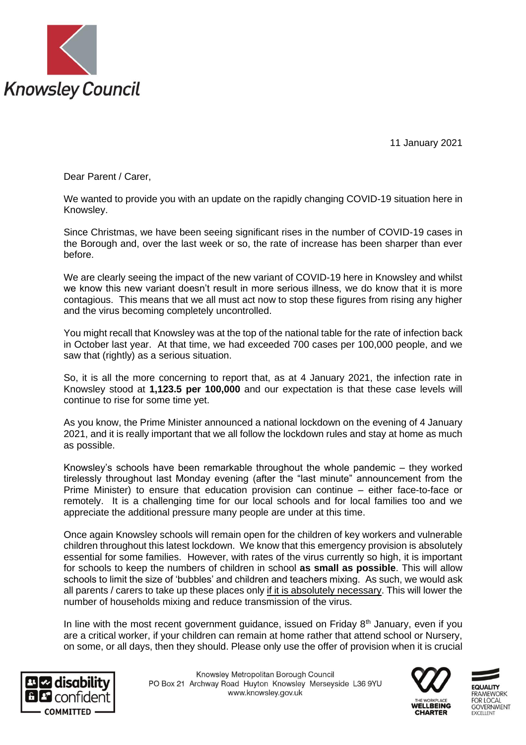Knowsley Council

11 January 2021

Dear Parent / Carer,

We wanted to provide you with an update on the rapidly changing COVID-19 situation here in Knowsley.

Since Christmas, we have been seeing significant rises in the number of COVID-19 cases in the Borough and, over the last week or so, the rate of increase has been sharper than ever before.

We are clearly seeing the impact of the new variant of COVID-19 here in Knowsley and whilst we know this new variant doesn't result in more serious illness, we do know that it is more contagious. This means that we all must act now to stop these figures from rising any higher and the virus becoming completely uncontrolled.

You might recall that Knowsley was at the top of the national table for the rate of infection back in October last year. At that time, we had exceeded 700 cases per 100,000 people, and we saw that (rightly) as a serious situation.

So, it is all the more concerning to report that, as at 4 January 2021, the infection rate in Knowsley stood at **1,123.5 per 100,000** and our expectation is that these case levels will continue to rise for some time yet.

As you know, the Prime Minister announced a national lockdown on the evening of 4 January 2021, and it is really important that we all follow the lockdown rules and stay at home as much as possible.

Knowsley's schools have been remarkable throughout the whole pandemic – they worked tirelessly throughout last Monday evening (after the "last minute" announcement from the Prime Minister) to ensure that education provision can continue – either face-to-face or remotely. It is a challenging time for our local schools and for local families too and we appreciate the additional pressure many people are under at this time.

Once again Knowsley schools will remain open for the children of key workers and vulnerable children throughout this latest lockdown. We know that this emergency provision is absolutely essential for some families. However, with rates of the virus currently so high, it is important for schools to keep the numbers of children in school **as small as possible**. This will allow schools to limit the size of 'bubbles' and children and teachers mixing. As such, we would ask all parents / carers to take up these places only <u>if it is absolutely necessary</u>. This will lower the number of households mixing and reduce transmission of the virus.

In line with the most recent government guidance, issued on Friday 8th January, even if you are a critical worker, if your children can remain at home rather that attend school or Nursery, on some, or all days, then they should. Please only use the offer of provision when it is crucial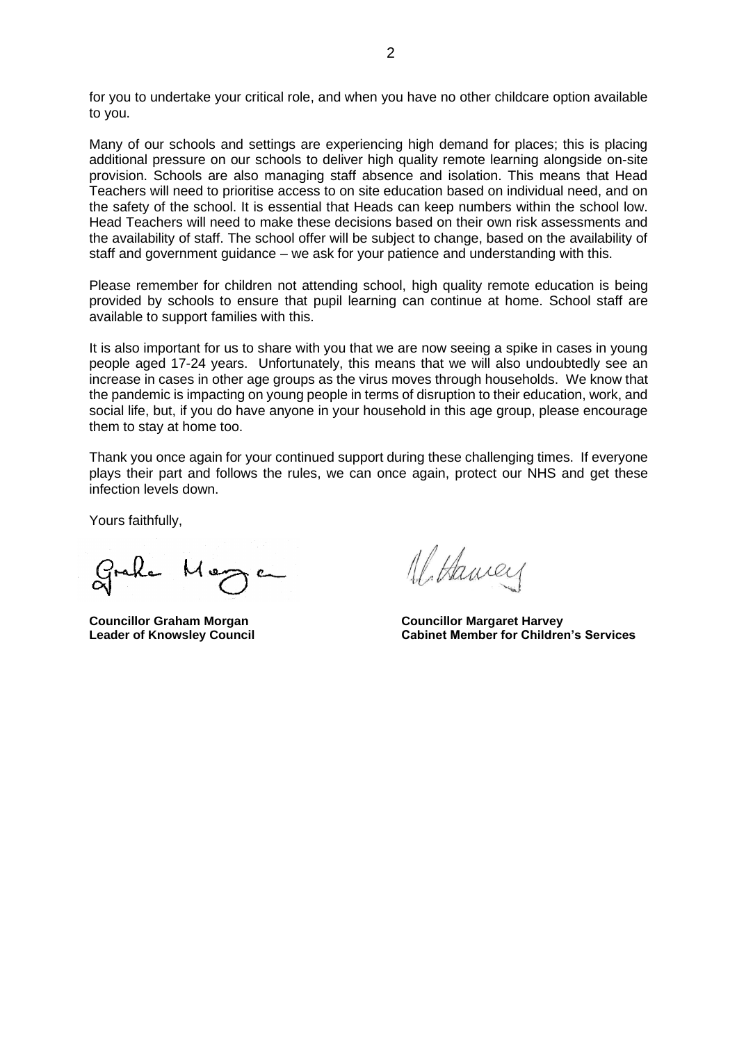for you to undertake your critical role, and when you have no other childcare option available to you.

Many of our schools and settings are experiencing high demand for places; this is placing additional pressure on our schools to deliver high quality remote learning alongside on-site provision. Schools are also managing staff absence and isolation. This means that Head Teachers will need to prioritise access to on site education based on individual need, and on the safety of the school. It is essential that Heads can keep numbers within the school low. Head Teachers will need to make these decisions based on their own risk assessments and the availability of staff. The school offer will be subject to change, based on the availability of staff and government guidance – we ask for your patience and understanding with this.

Please remember for children not attending school, high quality remote education is being provided by schools to ensure that pupil learning can continue at home. School staff are available to support families with this.

It is also important for us to share with you that we are now seeing a spike in cases in young people aged 17-24 years. Unfortunately, this means that we will also undoubtedly see an increase in cases in other age groups as the virus moves through households. We know that the pandemic is impacting on young people in terms of disruption to their education, work, and social life, but, if you do have anyone in your household in this age group, please encourage them to stay at home too.

Thank you once again for your continued support during these challenging times. If everyone plays their part and follows the rules, we can once again, protect our NHS and get these infection levels down.

Yours faithfully,

**Councillor Graham Morgan**
**Leader of Knowsley Council**

**Councillor Margaret Harvey**
**Cabinet Member for Children's Services**